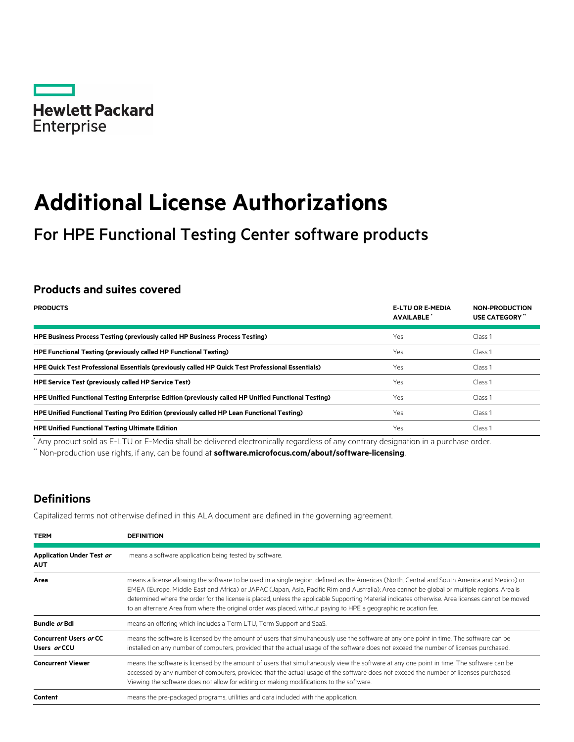Hewlett Packard Enterprise

# Additional License Authorizations

## For HPE Functional Testing Center software products

### Products and suites covered

| PRODUCTS | E-LTU OR E-MEDIA AVAILABLE * | NON-PRODUCTION USE CATEGORY ** |
|---|---|---|
| **HPE Business Process Testing (previously called HP Business Process Testing)** | Yes | Class 1 |
| **HPE Functional Testing (previously called HP Functional Testing)** | Yes | Class 1 |
| **HPE Quick Test Professional Essentials (previously called HP Quick Test Professional Essentials)** | Yes | Class 1 |
| **HPE Service Test (previously called HP Service Test)** | Yes | Class 1 |
| **HPE Unified Functional Testing Enterprise Edition (previously called HP Unified Functional Testing)** | Yes | Class 1 |
| **HPE Unified Functional Testing Pro Edition (previously called HP Lean Functional Testing)** | Yes | Class 1 |
| **HPE Unified Functional Testing Ultimate Edition** | Yes | Class 1 |

\* Any product sold as E-LTU or E-Media shall be delivered electronically regardless of any contrary designation in a purchase order.

\** Non-production use rights, if any, can be found at **software.microfocus.com/about/software-licensing**.

### Definitions

Capitalized terms not otherwise defined in this ALA document are defined in the governing agreement.

| TERM | DEFINITION |
|---|---|
| **Application Under Test *or* AUT** | means a software application being tested by software. |
| **Area** | means a license allowing the software to be used in a single region, defined as the Americas (North, Central and South America and Mexico) or EMEA (Europe, Middle East and Africa) or JAPAC (Japan, Asia, Pacific Rim and Australia); Area cannot be global or multiple regions. Area is determined where the order for the license is placed, unless the applicable Supporting Material indicates otherwise. Area licenses cannot be moved to an alternate Area from where the original order was placed, without paying to HPE a geographic relocation fee. |
| **Bundle *or* Bdl** | means an offering which includes a Term LTU, Term Support and SaaS. |
| **Concurrent Users *or* CC Users *or* CCU** | means the software is licensed by the amount of users that simultaneously use the software at any one point in time. The software can be installed on any number of computers, provided that the actual usage of the software does not exceed the number of licenses purchased. |
| **Concurrent Viewer** | means the software is licensed by the amount of users that simultaneously view the software at any one point in time. The software can be accessed by any number of computers, provided that the actual usage of the software does not exceed the number of licenses purchased. Viewing the software does not allow for editing or making modifications to the software. |
| **Content** | means the pre-packaged programs, utilities and data included with the application. |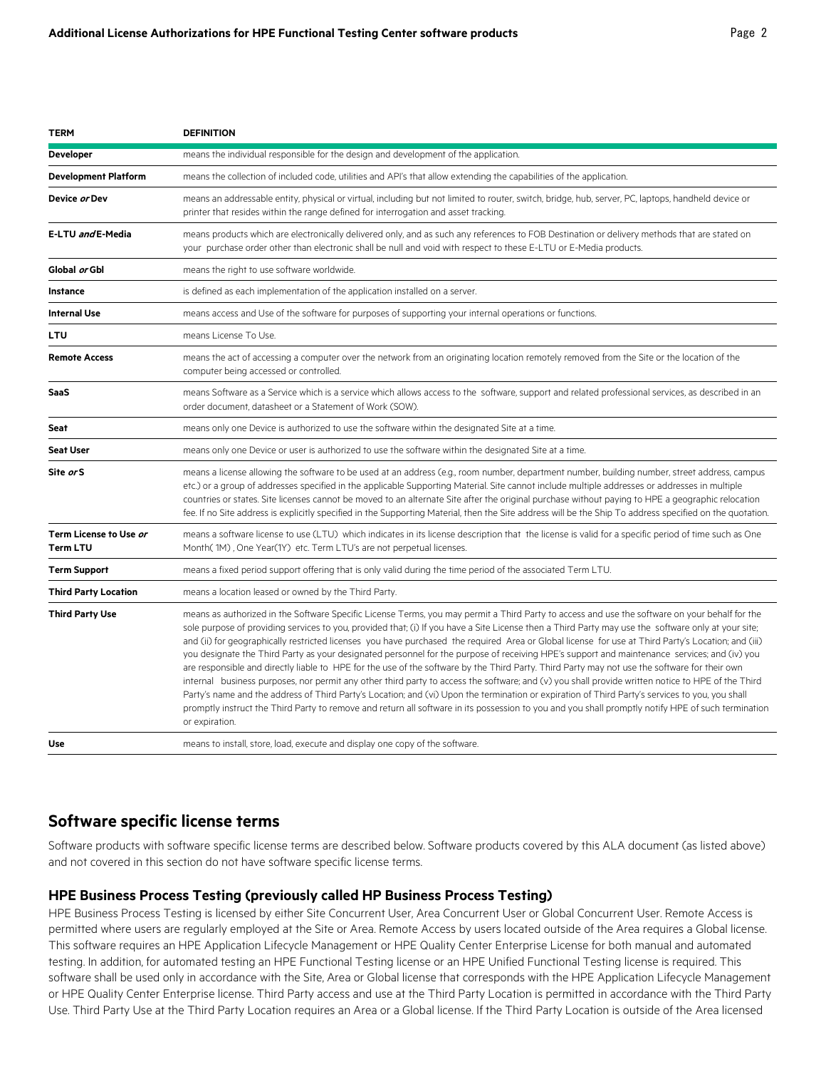| TERM | DEFINITION |
|---|---|
| **Developer** | means the individual responsible for the design and development of the application. |
| **Development Platform** | means the collection of included code, utilities and API's that allow extending the capabilities of the application. |
| **Device *or* Dev** | means an addressable entity, physical or virtual, including but not limited to router, switch, bridge, hub, server, PC, laptops, handheld device or printer that resides within the range defined for interrogation and asset tracking. |
| **E-LTU *and* E-Media** | means products which are electronically delivered only, and as such any references to FOB Destination or delivery methods that are stated on your purchase order other than electronic shall be null and void with respect to these E-LTU or E-Media products. |
| **Global *or* Gbl** | means the right to use software worldwide. |
| **Instance** | is defined as each implementation of the application installed on a server. |
| **Internal Use** | means access and Use of the software for purposes of supporting your internal operations or functions. |
| **LTU** | means License To Use. |
| **Remote Access** | means the act of accessing a computer over the network from an originating location remotely removed from the Site or the location of the computer being accessed or controlled. |
| **SaaS** | means Software as a Service which is a service which allows access to the software, support and related professional services, as described in an order document, datasheet or a Statement of Work (SOW). |
| **Seat** | means only one Device is authorized to use the software within the designated Site at a time. |
| **Seat User** | means only one Device or user is authorized to use the software within the designated Site at a time. |
| **Site *or* S** | means a license allowing the software to be used at an address (e.g., room number, department number, building number, street address, campus etc.) or a group of addresses specified in the applicable Supporting Material. Site cannot include multiple addresses or addresses in multiple countries or states. Site licenses cannot be moved to an alternate Site after the original purchase without paying to HPE a geographic relocation fee. If no Site address is explicitly specified in the Supporting Material, then the Site address will be the Ship To address specified on the quotation. |
| **Term License to Use *or* Term LTU** | means a software license to use (LTU) which indicates in its license description that the license is valid for a specific period of time such as One Month( 1M) , One Year(1Y) etc. Term LTU's are not perpetual licenses. |
| **Term Support** | means a fixed period support offering that is only valid during the time period of the associated Term LTU. |
| **Third Party Location** | means a location leased or owned by the Third Party. |
| **Third Party Use** | means as authorized in the Software Specific License Terms, you may permit a Third Party to access and use the software on your behalf for the sole purpose of providing services to you, provided that; (i) If you have a Site License then a Third Party may use the software only at your site; and (ii) for geographically restricted licenses you have purchased the required Area or Global license for use at Third Party's Location; and (iii) you designate the Third Party as your designated personnel for the purpose of receiving HPE's support and maintenance services; and (iv) you are responsible and directly liable to HPE for the use of the software by the Third Party. Third Party may not use the software for their own internal business purposes, nor permit any other third party to access the software; and (v) you shall provide written notice to HPE of the Third Party's name and the address of Third Party's Location; and (vi) Upon the termination or expiration of Third Party's services to you, you shall promptly instruct the Third Party to remove and return all software in its possession to you and you shall promptly notify HPE of such termination or expiration. |
| **Use** | means to install, store, load, execute and display one copy of the software. |

## Software specific license terms

Software products with software specific license terms are described below. Software products covered by this ALA document (as listed above) and not covered in this section do not have software specific license terms.

### HPE Business Process Testing (previously called HP Business Process Testing)

HPE Business Process Testing is licensed by either Site Concurrent User, Area Concurrent User or Global Concurrent User. Remote Access is permitted where users are regularly employed at the Site or Area. Remote Access by users located outside of the Area requires a Global license. This software requires an HPE Application Lifecycle Management or HPE Quality Center Enterprise License for both manual and automated testing. In addition, for automated testing an HPE Functional Testing license or an HPE Unified Functional Testing license is required. This software shall be used only in accordance with the Site, Area or Global license that corresponds with the HPE Application Lifecycle Management or HPE Quality Center Enterprise license. Third Party access and use at the Third Party Location is permitted in accordance with the Third Party Use. Third Party Use at the Third Party Location requires an Area or a Global license. If the Third Party Location is outside of the Area licensed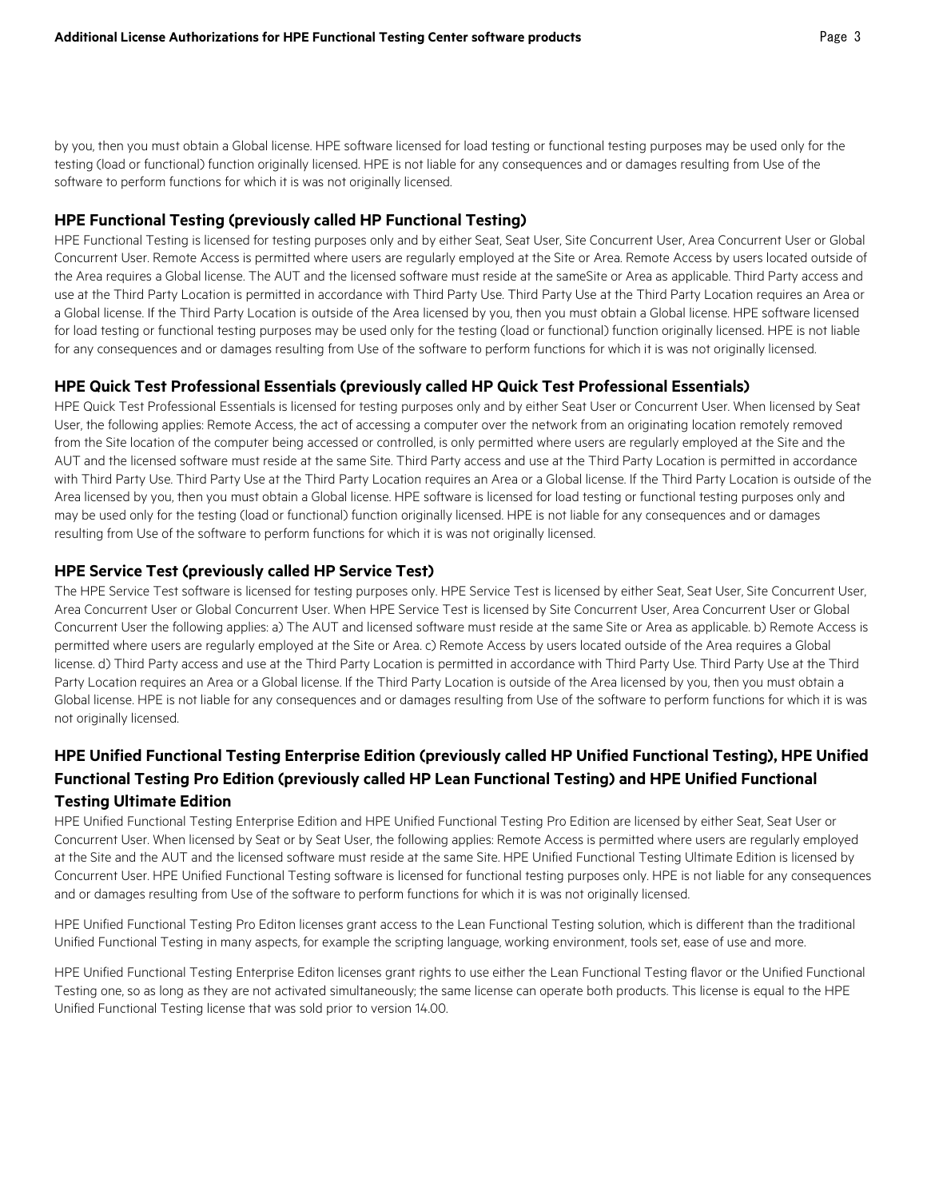by you, then you must obtain a Global license. HPE software licensed for load testing or functional testing purposes may be used only for the testing (load or functional) function originally licensed. HPE is not liable for any consequences and or damages resulting from Use of the software to perform functions for which it is was not originally licensed.

### HPE Functional Testing (previously called HP Functional Testing)

HPE Functional Testing is licensed for testing purposes only and by either Seat, Seat User, Site Concurrent User, Area Concurrent User or Global Concurrent User. Remote Access is permitted where users are regularly employed at the Site or Area. Remote Access by users located outside of the Area requires a Global license. The AUT and the licensed software must reside at the sameSite or Area as applicable. Third Party access and use at the Third Party Location is permitted in accordance with Third Party Use. Third Party Use at the Third Party Location requires an Area or a Global license. If the Third Party Location is outside of the Area licensed by you, then you must obtain a Global license. HPE software licensed for load testing or functional testing purposes may be used only for the testing (load or functional) function originally licensed. HPE is not liable for any consequences and or damages resulting from Use of the software to perform functions for which it is was not originally licensed.

### HPE Quick Test Professional Essentials (previously called HP Quick Test Professional Essentials)

HPE Quick Test Professional Essentials is licensed for testing purposes only and by either Seat User or Concurrent User. When licensed by Seat User, the following applies: Remote Access, the act of accessing a computer over the network from an originating location remotely removed from the Site location of the computer being accessed or controlled, is only permitted where users are regularly employed at the Site and the AUT and the licensed software must reside at the same Site. Third Party access and use at the Third Party Location is permitted in accordance with Third Party Use. Third Party Use at the Third Party Location requires an Area or a Global license. If the Third Party Location is outside of the Area licensed by you, then you must obtain a Global license. HPE software is licensed for load testing or functional testing purposes only and may be used only for the testing (load or functional) function originally licensed. HPE is not liable for any consequences and or damages resulting from Use of the software to perform functions for which it is was not originally licensed.

### HPE Service Test (previously called HP Service Test)

The HPE Service Test software is licensed for testing purposes only. HPE Service Test is licensed by either Seat, Seat User, Site Concurrent User, Area Concurrent User or Global Concurrent User. When HPE Service Test is licensed by Site Concurrent User, Area Concurrent User or Global Concurrent User the following applies: a) The AUT and licensed software must reside at the same Site or Area as applicable. b) Remote Access is permitted where users are regularly employed at the Site or Area. c) Remote Access by users located outside of the Area requires a Global license. d) Third Party access and use at the Third Party Location is permitted in accordance with Third Party Use. Third Party Use at the Third Party Location requires an Area or a Global license. If the Third Party Location is outside of the Area licensed by you, then you must obtain a Global license. HPE is not liable for any consequences and or damages resulting from Use of the software to perform functions for which it is was not originally licensed.

### HPE Unified Functional Testing Enterprise Edition (previously called HP Unified Functional Testing), HPE Unified Functional Testing Pro Edition (previously called HP Lean Functional Testing) and HPE Unified Functional Testing Ultimate Edition

HPE Unified Functional Testing Enterprise Edition and HPE Unified Functional Testing Pro Edition are licensed by either Seat, Seat User or Concurrent User. When licensed by Seat or by Seat User, the following applies: Remote Access is permitted where users are regularly employed at the Site and the AUT and the licensed software must reside at the same Site. HPE Unified Functional Testing Ultimate Edition is licensed by Concurrent User. HPE Unified Functional Testing software is licensed for functional testing purposes only. HPE is not liable for any consequences and or damages resulting from Use of the software to perform functions for which it is was not originally licensed.

HPE Unified Functional Testing Pro Editon licenses grant access to the Lean Functional Testing solution, which is different than the traditional Unified Functional Testing in many aspects, for example the scripting language, working environment, tools set, ease of use and more.

HPE Unified Functional Testing Enterprise Editon licenses grant rights to use either the Lean Functional Testing flavor or the Unified Functional Testing one, so as long as they are not activated simultaneously; the same license can operate both products. This license is equal to the HPE Unified Functional Testing license that was sold prior to version 14.00.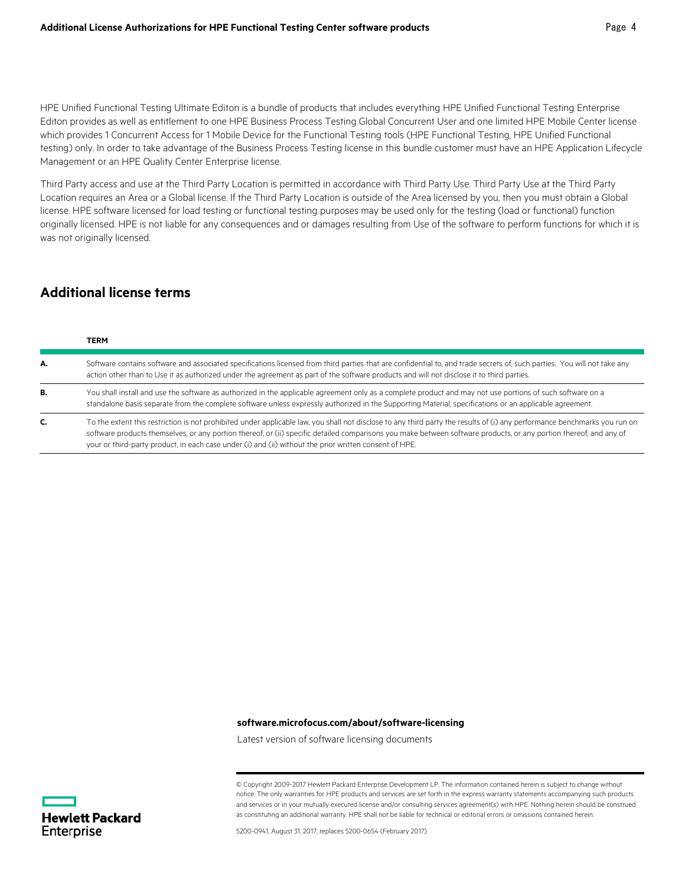HPE Unified Functional Testing Ultimate Editon is a bundle of products that includes everything HPE Unified Functional Testing Enterprise Editon provides as well as entitlement to one HPE Business Process Testing Global Concurrent User and one limited HPE Mobile Center license which provides 1 Concurrent Access for 1 Mobile Device for the Functional Testing tools (HPE Functional Testing, HPE Unified Functional testing) only. In order to take advantage of the Business Process Testing license in this bundle customer must have an HPE Application Lifecycle Management or an HPE Quality Center Enterprise license.

Third Party access and use at the Third Party Location is permitted in accordance with Third Party Use. Third Party Use at the Third Party Location requires an Area or a Global license. If the Third Party Location is outside of the Area licensed by you, then you must obtain a Global license. HPE software licensed for load testing or functional testing purposes may be used only for the testing (load or functional) function originally licensed. HPE is not liable for any consequences and or damages resulting from Use of the software to perform functions for which it is was not originally licensed.

## Additional license terms

| | TERM |
|---|---|
| A. | Software contains software and associated specifications licensed from third parties that are confidential to, and trade secrets of, such parties. You will not take any action other than to Use it as authorized under the agreement as part of the software products and will not disclose it to third parties. |
| B. | You shall install and use the software as authorized in the applicable agreement only as a complete product and may not use portions of such software on a standalone basis separate from the complete software unless expressly authorized in the Supporting Material, specifications or an applicable agreement. |
| C. | To the extent this restriction is not prohibited under applicable law, you shall not disclose to any third party the results of (i) any performance benchmarks you run on software products themselves, or any portion thereof, or (ii) specific detailed comparisons you make between software products, or any portion thereof, and any of your or third-party product, in each case under (i) and (ii) without the prior written consent of HPE. |

**software.microfocus.com/about/software-licensing**

Latest version of software licensing documents

© Copyright 2009-2017 Hewlett Packard Enterprise Development LP. The information contained herein is subject to change without notice. The only warranties for HPE products and services are set forth in the express warranty statements accompanying such products and services or in your mutually executed license and/or consulting services agreement(s) with HPE. Nothing herein should be construed as constituting an additional warranty. HPE shall not be liable for technical or editorial errors or omissions contained herein.

5200-0941, August 31, 2017; replaces 5200-0654 (February 2017)

Hewlett Packard Enterprise